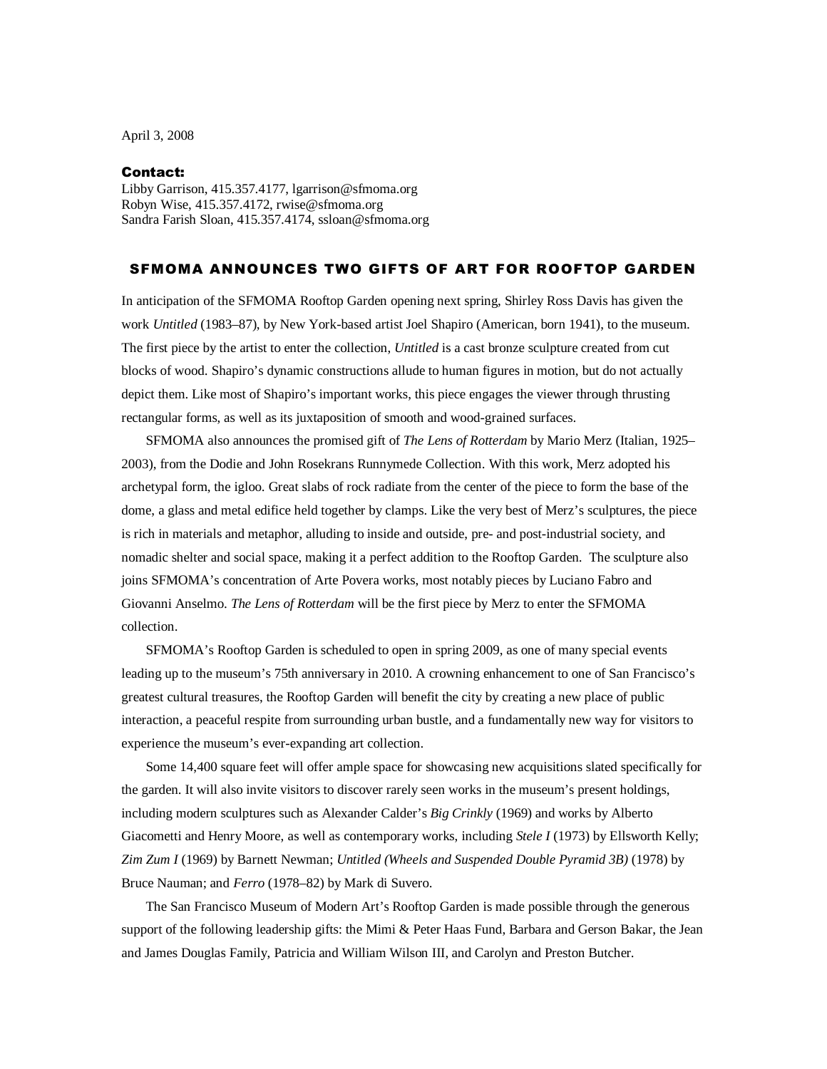April 3, 2008

**Contact:**
Libby Garrison, 415.357.4177, lgarrison@sfmoma.org
Robyn Wise, 415.357.4172, rwise@sfmoma.org
Sandra Farish Sloan, 415.357.4174, ssloan@sfmoma.org

## SFMOMA ANNOUNCES TWO GIFTS OF ART FOR ROOFTOP GARDEN

In anticipation of the SFMOMA Rooftop Garden opening next spring, Shirley Ross Davis has given the work *Untitled* (1983–87), by New York-based artist Joel Shapiro (American, born 1941), to the museum. The first piece by the artist to enter the collection, *Untitled* is a cast bronze sculpture created from cut blocks of wood. Shapiro's dynamic constructions allude to human figures in motion, but do not actually depict them. Like most of Shapiro's important works, this piece engages the viewer through thrusting rectangular forms, as well as its juxtaposition of smooth and wood-grained surfaces.

SFMOMA also announces the promised gift of *The Lens of Rotterdam* by Mario Merz (Italian, 1925–2003), from the Dodie and John Rosekrans Runnymede Collection. With this work, Merz adopted his archetypal form, the igloo. Great slabs of rock radiate from the center of the piece to form the base of the dome, a glass and metal edifice held together by clamps. Like the very best of Merz's sculptures, the piece is rich in materials and metaphor, alluding to inside and outside, pre- and post-industrial society, and nomadic shelter and social space, making it a perfect addition to the Rooftop Garden. The sculpture also joins SFMOMA's concentration of Arte Povera works, most notably pieces by Luciano Fabro and Giovanni Anselmo. *The Lens of Rotterdam* will be the first piece by Merz to enter the SFMOMA collection.

SFMOMA's Rooftop Garden is scheduled to open in spring 2009, as one of many special events leading up to the museum's 75th anniversary in 2010. A crowning enhancement to one of San Francisco's greatest cultural treasures, the Rooftop Garden will benefit the city by creating a new place of public interaction, a peaceful respite from surrounding urban bustle, and a fundamentally new way for visitors to experience the museum's ever-expanding art collection.

Some 14,400 square feet will offer ample space for showcasing new acquisitions slated specifically for the garden. It will also invite visitors to discover rarely seen works in the museum's present holdings, including modern sculptures such as Alexander Calder's *Big Crinkly* (1969) and works by Alberto Giacometti and Henry Moore, as well as contemporary works, including *Stele I* (1973) by Ellsworth Kelly; *Zim Zum I* (1969) by Barnett Newman; *Untitled (Wheels and Suspended Double Pyramid 3B)* (1978) by Bruce Nauman; and *Ferro* (1978–82) by Mark di Suvero.

The San Francisco Museum of Modern Art's Rooftop Garden is made possible through the generous support of the following leadership gifts: the Mimi & Peter Haas Fund, Barbara and Gerson Bakar, the Jean and James Douglas Family, Patricia and William Wilson III, and Carolyn and Preston Butcher.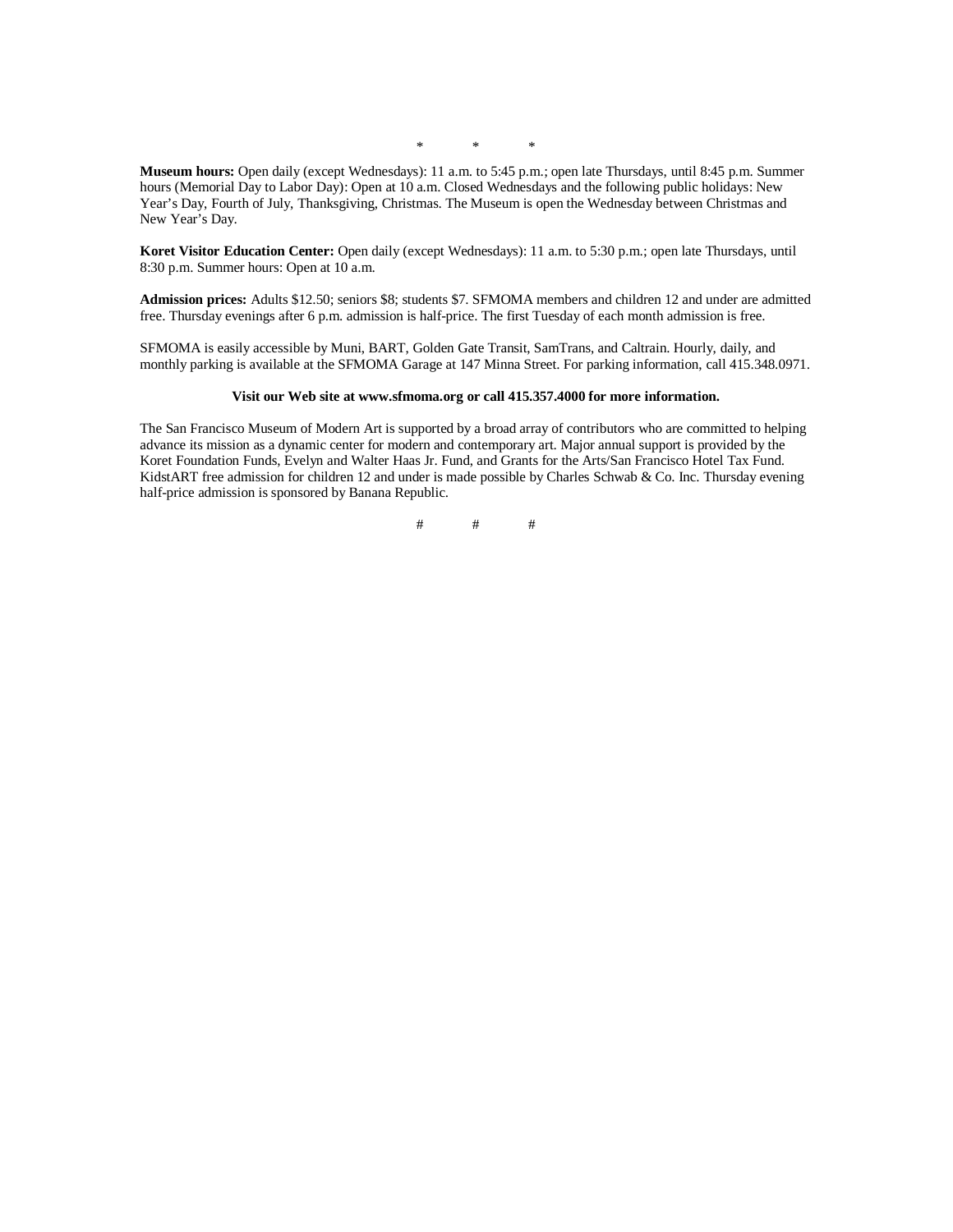\*　　　\*　　　\*

**Museum hours:** Open daily (except Wednesdays): 11 a.m. to 5:45 p.m.; open late Thursdays, until 8:45 p.m. Summer hours (Memorial Day to Labor Day): Open at 10 a.m. Closed Wednesdays and the following public holidays: New Year's Day, Fourth of July, Thanksgiving, Christmas. The Museum is open the Wednesday between Christmas and New Year's Day.

**Koret Visitor Education Center:** Open daily (except Wednesdays): 11 a.m. to 5:30 p.m.; open late Thursdays, until 8:30 p.m. Summer hours: Open at 10 a.m.

**Admission prices:** Adults $12.50; seniors $8; students $7. SFMOMA members and children 12 and under are admitted free. Thursday evenings after 6 p.m. admission is half-price. The first Tuesday of each month admission is free.

SFMOMA is easily accessible by Muni, BART, Golden Gate Transit, SamTrans, and Caltrain. Hourly, daily, and monthly parking is available at the SFMOMA Garage at 147 Minna Street. For parking information, call 415.348.0971.

**Visit our Web site at www.sfmoma.org or call 415.357.4000 for more information.**

The San Francisco Museum of Modern Art is supported by a broad array of contributors who are committed to helping advance its mission as a dynamic center for modern and contemporary art. Major annual support is provided by the Koret Foundation Funds, Evelyn and Walter Haas Jr. Fund, and Grants for the Arts/San Francisco Hotel Tax Fund. KidstART free admission for children 12 and under is made possible by Charles Schwab & Co. Inc. Thursday evening half-price admission is sponsored by Banana Republic.

#　　　#　　　#